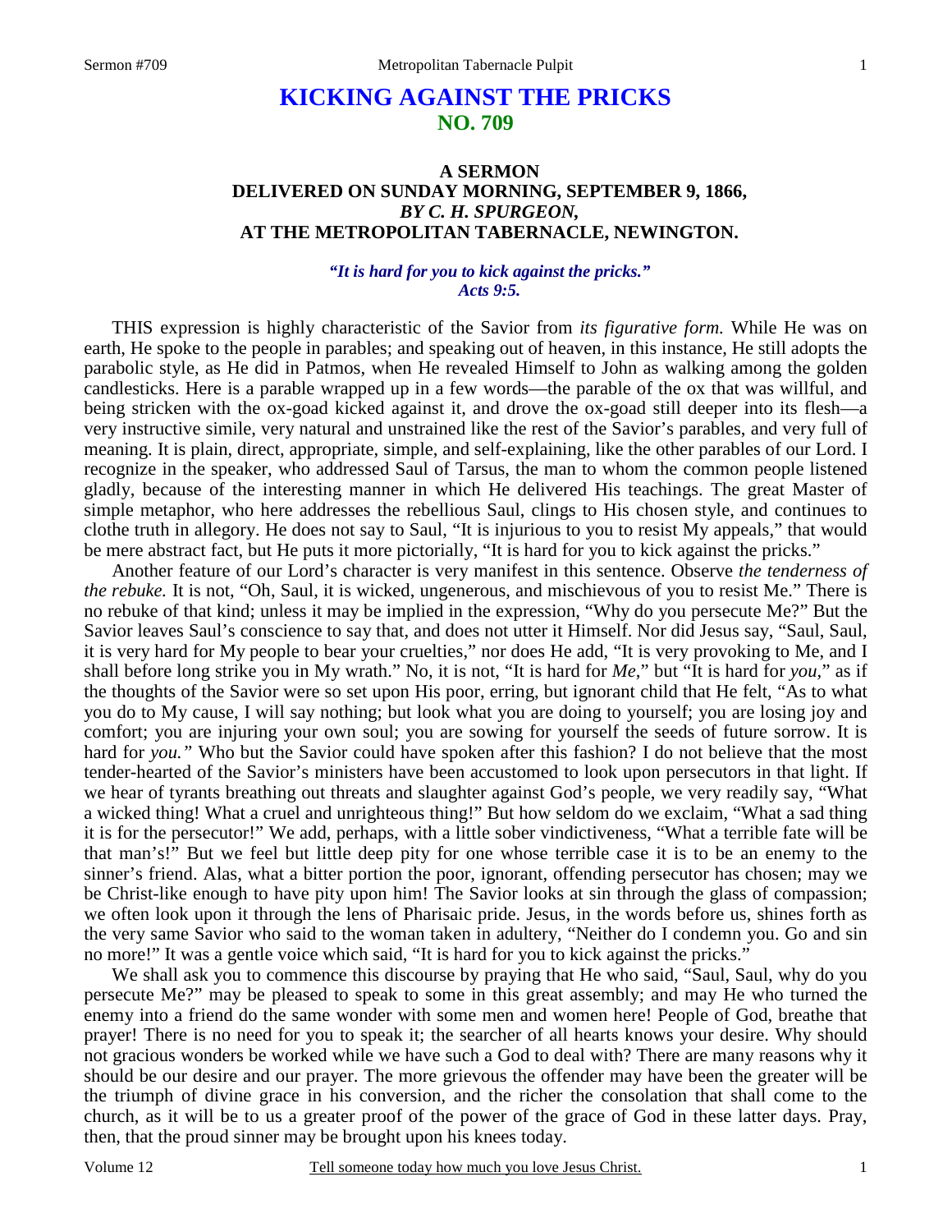# KICKING AGAINST THE PRICKS
## NO. 709

### A SERMON
### DELIVERED ON SUNDAY MORNING, SEPTEMBER 9, 1866,
### *BY C. H. SPURGEON,*
### AT THE METROPOLITAN TABERNACLE, NEWINGTON.

***"It is hard for you to kick against the pricks." Acts 9:5.***

THIS expression is highly characteristic of the Savior from *its figurative form.* While He was on earth, He spoke to the people in parables; and speaking out of heaven, in this instance, He still adopts the parabolic style, as He did in Patmos, when He revealed Himself to John as walking among the golden candlesticks. Here is a parable wrapped up in a few words—the parable of the ox that was willful, and being stricken with the ox-goad kicked against it, and drove the ox-goad still deeper into its flesh—a very instructive simile, very natural and unstrained like the rest of the Savior's parables, and very full of meaning. It is plain, direct, appropriate, simple, and self-explaining, like the other parables of our Lord. I recognize in the speaker, who addressed Saul of Tarsus, the man to whom the common people listened gladly, because of the interesting manner in which He delivered His teachings. The great Master of simple metaphor, who here addresses the rebellious Saul, clings to His chosen style, and continues to clothe truth in allegory. He does not say to Saul, "It is injurious to you to resist My appeals," that would be mere abstract fact, but He puts it more pictorially, "It is hard for you to kick against the pricks."

Another feature of our Lord's character is very manifest in this sentence. Observe *the tenderness of the rebuke.* It is not, "Oh, Saul, it is wicked, ungenerous, and mischievous of you to resist Me." There is no rebuke of that kind; unless it may be implied in the expression, "Why do you persecute Me?" But the Savior leaves Saul's conscience to say that, and does not utter it Himself. Nor did Jesus say, "Saul, Saul, it is very hard for My people to bear your cruelties," nor does He add, "It is very provoking to Me, and I shall before long strike you in My wrath." No, it is not, "It is hard for *Me*," but "It is hard for *you*," as if the thoughts of the Savior were so set upon His poor, erring, but ignorant child that He felt, "As to what you do to My cause, I will say nothing; but look what you are doing to yourself; you are losing joy and comfort; you are injuring your own soul; you are sowing for yourself the seeds of future sorrow. It is hard for *you."* Who but the Savior could have spoken after this fashion? I do not believe that the most tender-hearted of the Savior's ministers have been accustomed to look upon persecutors in that light. If we hear of tyrants breathing out threats and slaughter against God's people, we very readily say, "What a wicked thing! What a cruel and unrighteous thing!" But how seldom do we exclaim, "What a sad thing it is for the persecutor!" We add, perhaps, with a little sober vindictiveness, "What a terrible fate will be that man's!" But we feel but little deep pity for one whose terrible case it is to be an enemy to the sinner's friend. Alas, what a bitter portion the poor, ignorant, offending persecutor has chosen; may we be Christ-like enough to have pity upon him! The Savior looks at sin through the glass of compassion; we often look upon it through the lens of Pharisaic pride. Jesus, in the words before us, shines forth as the very same Savior who said to the woman taken in adultery, "Neither do I condemn you. Go and sin no more!" It was a gentle voice which said, "It is hard for you to kick against the pricks."

We shall ask you to commence this discourse by praying that He who said, "Saul, Saul, why do you persecute Me?" may be pleased to speak to some in this great assembly; and may He who turned the enemy into a friend do the same wonder with some men and women here! People of God, breathe that prayer! There is no need for you to speak it; the searcher of all hearts knows your desire. Why should not gracious wonders be worked while we have such a God to deal with? There are many reasons why it should be our desire and our prayer. The more grievous the offender may have been the greater will be the triumph of divine grace in his conversion, and the richer the consolation that shall come to the church, as it will be to us a greater proof of the power of the grace of God in these latter days. Pray, then, that the proud sinner may be brought upon his knees today.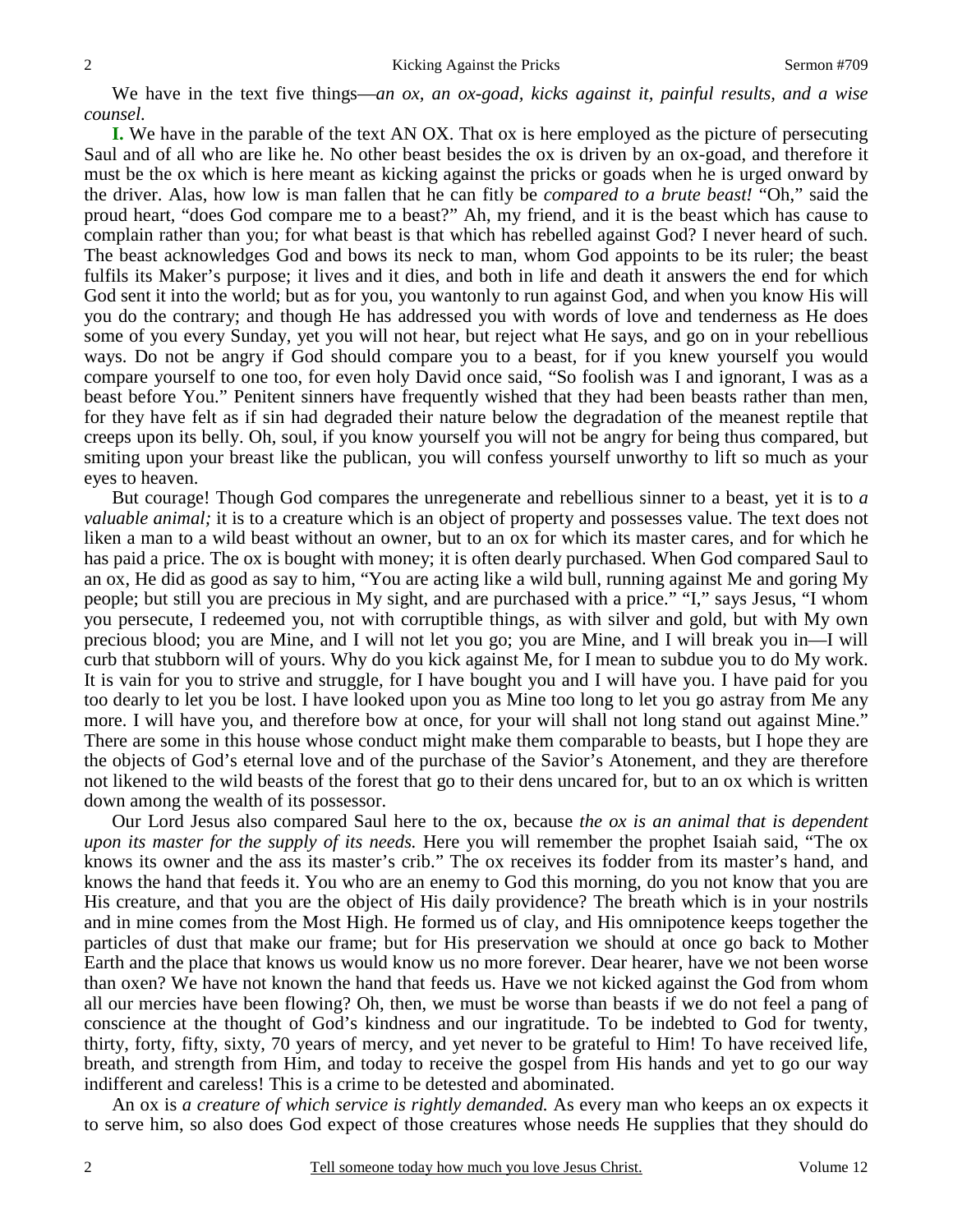We have in the text five things—*an ox, an ox-goad, kicks against it, painful results, and a wise counsel.*

**I.** We have in the parable of the text AN OX. That ox is here employed as the picture of persecuting Saul and of all who are like he. No other beast besides the ox is driven by an ox-goad, and therefore it must be the ox which is here meant as kicking against the pricks or goads when he is urged onward by the driver. Alas, how low is man fallen that he can fitly be *compared to a brute beast!* "Oh," said the proud heart, "does God compare me to a beast?" Ah, my friend, and it is the beast which has cause to complain rather than you; for what beast is that which has rebelled against God? I never heard of such. The beast acknowledges God and bows its neck to man, whom God appoints to be its ruler; the beast fulfils its Maker's purpose; it lives and it dies, and both in life and death it answers the end for which God sent it into the world; but as for you, you wantonly to run against God, and when you know His will you do the contrary; and though He has addressed you with words of love and tenderness as He does some of you every Sunday, yet you will not hear, but reject what He says, and go on in your rebellious ways. Do not be angry if God should compare you to a beast, for if you knew yourself you would compare yourself to one too, for even holy David once said, "So foolish was I and ignorant, I was as a beast before You." Penitent sinners have frequently wished that they had been beasts rather than men, for they have felt as if sin had degraded their nature below the degradation of the meanest reptile that creeps upon its belly. Oh, soul, if you know yourself you will not be angry for being thus compared, but smiting upon your breast like the publican, you will confess yourself unworthy to lift so much as your eyes to heaven.

But courage! Though God compares the unregenerate and rebellious sinner to a beast, yet it is to *a valuable animal;* it is to a creature which is an object of property and possesses value. The text does not liken a man to a wild beast without an owner, but to an ox for which its master cares, and for which he has paid a price. The ox is bought with money; it is often dearly purchased. When God compared Saul to an ox, He did as good as say to him, "You are acting like a wild bull, running against Me and goring My people; but still you are precious in My sight, and are purchased with a price." "I," says Jesus, "I whom you persecute, I redeemed you, not with corruptible things, as with silver and gold, but with My own precious blood; you are Mine, and I will not let you go; you are Mine, and I will break you in—I will curb that stubborn will of yours. Why do you kick against Me, for I mean to subdue you to do My work. It is vain for you to strive and struggle, for I have bought you and I will have you. I have paid for you too dearly to let you be lost. I have looked upon you as Mine too long to let you go astray from Me any more. I will have you, and therefore bow at once, for your will shall not long stand out against Mine." There are some in this house whose conduct might make them comparable to beasts, but I hope they are the objects of God's eternal love and of the purchase of the Savior's Atonement, and they are therefore not likened to the wild beasts of the forest that go to their dens uncared for, but to an ox which is written down among the wealth of its possessor.

Our Lord Jesus also compared Saul here to the ox, because *the ox is an animal that is dependent upon its master for the supply of its needs.* Here you will remember the prophet Isaiah said, "The ox knows its owner and the ass its master's crib." The ox receives its fodder from its master's hand, and knows the hand that feeds it. You who are an enemy to God this morning, do you not know that you are His creature, and that you are the object of His daily providence? The breath which is in your nostrils and in mine comes from the Most High. He formed us of clay, and His omnipotence keeps together the particles of dust that make our frame; but for His preservation we should at once go back to Mother Earth and the place that knows us would know us no more forever. Dear hearer, have we not been worse than oxen? We have not known the hand that feeds us. Have we not kicked against the God from whom all our mercies have been flowing? Oh, then, we must be worse than beasts if we do not feel a pang of conscience at the thought of God's kindness and our ingratitude. To be indebted to God for twenty, thirty, forty, fifty, sixty, 70 years of mercy, and yet never to be grateful to Him! To have received life, breath, and strength from Him, and today to receive the gospel from His hands and yet to go our way indifferent and careless! This is a crime to be detested and abominated.

An ox is *a creature of which service is rightly demanded.* As every man who keeps an ox expects it to serve him, so also does God expect of those creatures whose needs He supplies that they should do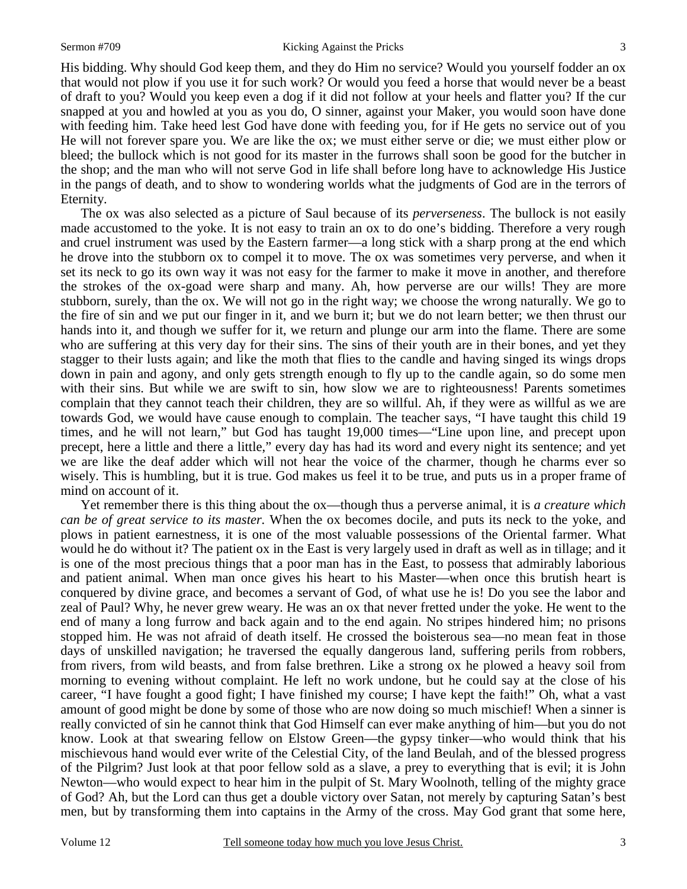His bidding. Why should God keep them, and they do Him no service? Would you yourself fodder an ox that would not plow if you use it for such work? Or would you feed a horse that would never be a beast of draft to you? Would you keep even a dog if it did not follow at your heels and flatter you? If the cur snapped at you and howled at you as you do, O sinner, against your Maker, you would soon have done with feeding him. Take heed lest God have done with feeding you, for if He gets no service out of you He will not forever spare you. We are like the ox; we must either serve or die; we must either plow or bleed; the bullock which is not good for its master in the furrows shall soon be good for the butcher in the shop; and the man who will not serve God in life shall before long have to acknowledge His Justice in the pangs of death, and to show to wondering worlds what the judgments of God are in the terrors of Eternity.

The ox was also selected as a picture of Saul because of its *perverseness*. The bullock is not easily made accustomed to the yoke. It is not easy to train an ox to do one's bidding. Therefore a very rough and cruel instrument was used by the Eastern farmer—a long stick with a sharp prong at the end which he drove into the stubborn ox to compel it to move. The ox was sometimes very perverse, and when it set its neck to go its own way it was not easy for the farmer to make it move in another, and therefore the strokes of the ox-goad were sharp and many. Ah, how perverse are our wills! They are more stubborn, surely, than the ox. We will not go in the right way; we choose the wrong naturally. We go to the fire of sin and we put our finger in it, and we burn it; but we do not learn better; we then thrust our hands into it, and though we suffer for it, we return and plunge our arm into the flame. There are some who are suffering at this very day for their sins. The sins of their youth are in their bones, and yet they stagger to their lusts again; and like the moth that flies to the candle and having singed its wings drops down in pain and agony, and only gets strength enough to fly up to the candle again, so do some men with their sins. But while we are swift to sin, how slow we are to righteousness! Parents sometimes complain that they cannot teach their children, they are so willful. Ah, if they were as willful as we are towards God, we would have cause enough to complain. The teacher says, "I have taught this child 19 times, and he will not learn," but God has taught 19,000 times—"Line upon line, and precept upon precept, here a little and there a little," every day has had its word and every night its sentence; and yet we are like the deaf adder which will not hear the voice of the charmer, though he charms ever so wisely. This is humbling, but it is true. God makes us feel it to be true, and puts us in a proper frame of mind on account of it.

Yet remember there is this thing about the ox—though thus a perverse animal, it is *a creature which can be of great service to its master.* When the ox becomes docile, and puts its neck to the yoke, and plows in patient earnestness, it is one of the most valuable possessions of the Oriental farmer. What would he do without it? The patient ox in the East is very largely used in draft as well as in tillage; and it is one of the most precious things that a poor man has in the East, to possess that admirably laborious and patient animal. When man once gives his heart to his Master—when once this brutish heart is conquered by divine grace, and becomes a servant of God, of what use he is! Do you see the labor and zeal of Paul? Why, he never grew weary. He was an ox that never fretted under the yoke. He went to the end of many a long furrow and back again and to the end again. No stripes hindered him; no prisons stopped him. He was not afraid of death itself. He crossed the boisterous sea—no mean feat in those days of unskilled navigation; he traversed the equally dangerous land, suffering perils from robbers, from rivers, from wild beasts, and from false brethren. Like a strong ox he plowed a heavy soil from morning to evening without complaint. He left no work undone, but he could say at the close of his career, "I have fought a good fight; I have finished my course; I have kept the faith!" Oh, what a vast amount of good might be done by some of those who are now doing so much mischief! When a sinner is really convicted of sin he cannot think that God Himself can ever make anything of him—but you do not know. Look at that swearing fellow on Elstow Green—the gypsy tinker—who would think that his mischievous hand would ever write of the Celestial City, of the land Beulah, and of the blessed progress of the Pilgrim? Just look at that poor fellow sold as a slave, a prey to everything that is evil; it is John Newton—who would expect to hear him in the pulpit of St. Mary Woolnoth, telling of the mighty grace of God? Ah, but the Lord can thus get a double victory over Satan, not merely by capturing Satan's best men, but by transforming them into captains in the Army of the cross. May God grant that some here,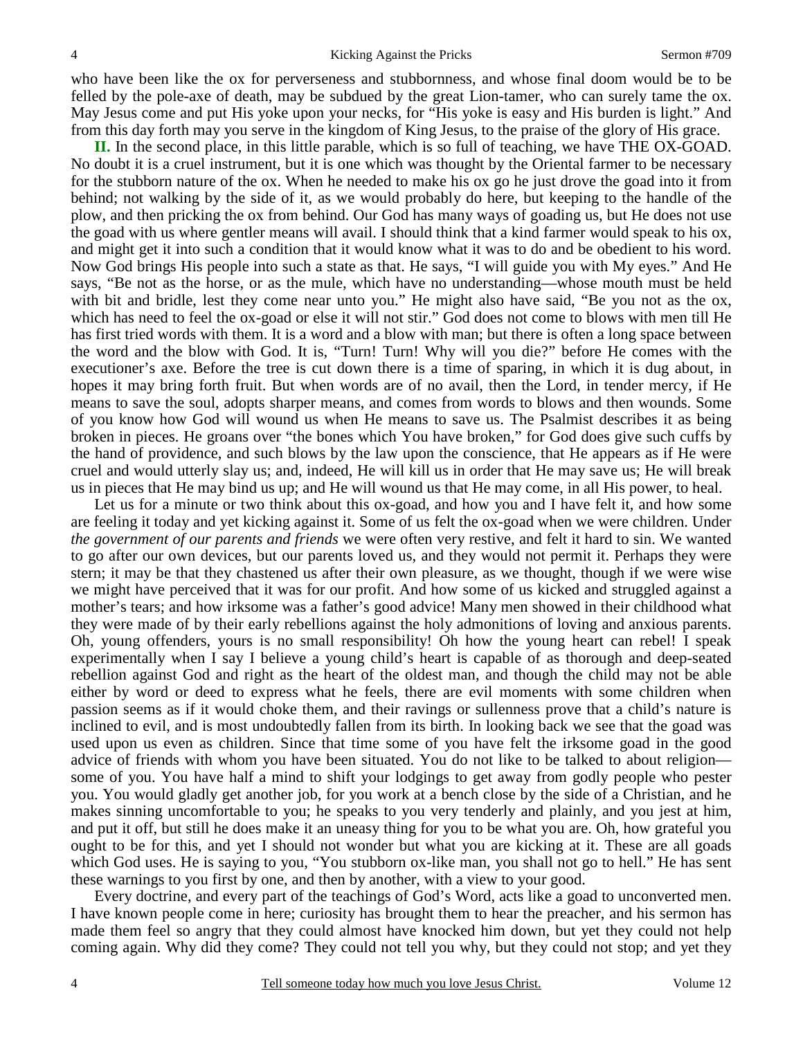who have been like the ox for perverseness and stubbornness, and whose final doom would be to be felled by the pole-axe of death, may be subdued by the great Lion-tamer, who can surely tame the ox. May Jesus come and put His yoke upon your necks, for "His yoke is easy and His burden is light." And from this day forth may you serve in the kingdom of King Jesus, to the praise of the glory of His grace.

**II.** In the second place, in this little parable, which is so full of teaching, we have THE OX-GOAD. No doubt it is a cruel instrument, but it is one which was thought by the Oriental farmer to be necessary for the stubborn nature of the ox. When he needed to make his ox go he just drove the goad into it from behind; not walking by the side of it, as we would probably do here, but keeping to the handle of the plow, and then pricking the ox from behind. Our God has many ways of goading us, but He does not use the goad with us where gentler means will avail. I should think that a kind farmer would speak to his ox, and might get it into such a condition that it would know what it was to do and be obedient to his word. Now God brings His people into such a state as that. He says, "I will guide you with My eyes." And He says, "Be not as the horse, or as the mule, which have no understanding—whose mouth must be held with bit and bridle, lest they come near unto you." He might also have said, "Be you not as the ox, which has need to feel the ox-goad or else it will not stir." God does not come to blows with men till He has first tried words with them. It is a word and a blow with man; but there is often a long space between the word and the blow with God. It is, "Turn! Turn! Why will you die?" before He comes with the executioner's axe. Before the tree is cut down there is a time of sparing, in which it is dug about, in hopes it may bring forth fruit. But when words are of no avail, then the Lord, in tender mercy, if He means to save the soul, adopts sharper means, and comes from words to blows and then wounds. Some of you know how God will wound us when He means to save us. The Psalmist describes it as being broken in pieces. He groans over "the bones which You have broken," for God does give such cuffs by the hand of providence, and such blows by the law upon the conscience, that He appears as if He were cruel and would utterly slay us; and, indeed, He will kill us in order that He may save us; He will break us in pieces that He may bind us up; and He will wound us that He may come, in all His power, to heal.

Let us for a minute or two think about this ox-goad, and how you and I have felt it, and how some are feeling it today and yet kicking against it. Some of us felt the ox-goad when we were children. Under *the government of our parents and friends* we were often very restive, and felt it hard to sin. We wanted to go after our own devices, but our parents loved us, and they would not permit it. Perhaps they were stern; it may be that they chastened us after their own pleasure, as we thought, though if we were wise we might have perceived that it was for our profit. And how some of us kicked and struggled against a mother's tears; and how irksome was a father's good advice! Many men showed in their childhood what they were made of by their early rebellions against the holy admonitions of loving and anxious parents. Oh, young offenders, yours is no small responsibility! Oh how the young heart can rebel! I speak experimentally when I say I believe a young child's heart is capable of as thorough and deep-seated rebellion against God and right as the heart of the oldest man, and though the child may not be able either by word or deed to express what he feels, there are evil moments with some children when passion seems as if it would choke them, and their ravings or sullenness prove that a child's nature is inclined to evil, and is most undoubtedly fallen from its birth. In looking back we see that the goad was used upon us even as children. Since that time some of you have felt the irksome goad in the good advice of friends with whom you have been situated. You do not like to be talked to about religion—some of you. You have half a mind to shift your lodgings to get away from godly people who pester you. You would gladly get another job, for you work at a bench close by the side of a Christian, and he makes sinning uncomfortable to you; he speaks to you very tenderly and plainly, and you jest at him, and put it off, but still he does make it an uneasy thing for you to be what you are. Oh, how grateful you ought to be for this, and yet I should not wonder but what you are kicking at it. These are all goads which God uses. He is saying to you, "You stubborn ox-like man, you shall not go to hell." He has sent these warnings to you first by one, and then by another, with a view to your good.

Every doctrine, and every part of the teachings of God's Word, acts like a goad to unconverted men. I have known people come in here; curiosity has brought them to hear the preacher, and his sermon has made them feel so angry that they could almost have knocked him down, but yet they could not help coming again. Why did they come? They could not tell you why, but they could not stop; and yet they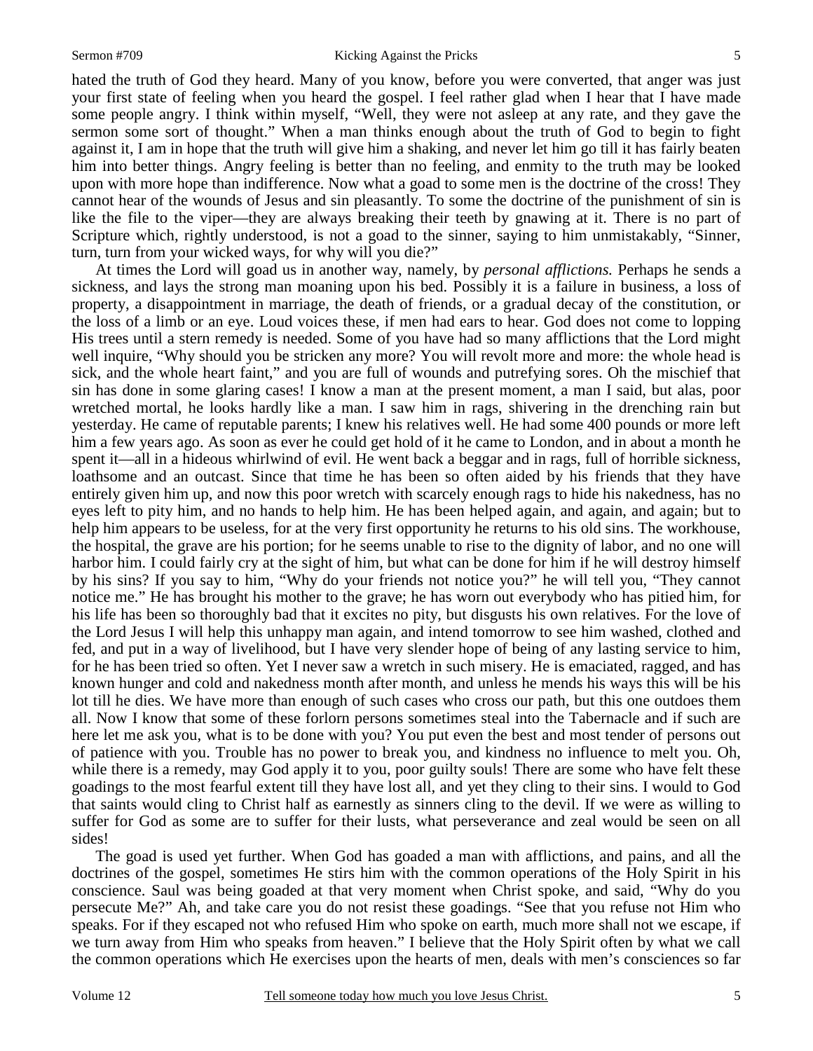hated the truth of God they heard. Many of you know, before you were converted, that anger was just your first state of feeling when you heard the gospel. I feel rather glad when I hear that I have made some people angry. I think within myself, "Well, they were not asleep at any rate, and they gave the sermon some sort of thought." When a man thinks enough about the truth of God to begin to fight against it, I am in hope that the truth will give him a shaking, and never let him go till it has fairly beaten him into better things. Angry feeling is better than no feeling, and enmity to the truth may be looked upon with more hope than indifference. Now what a goad to some men is the doctrine of the cross! They cannot hear of the wounds of Jesus and sin pleasantly. To some the doctrine of the punishment of sin is like the file to the viper—they are always breaking their teeth by gnawing at it. There is no part of Scripture which, rightly understood, is not a goad to the sinner, saying to him unmistakably, "Sinner, turn, turn from your wicked ways, for why will you die?"

At times the Lord will goad us in another way, namely, by *personal afflictions.* Perhaps he sends a sickness, and lays the strong man moaning upon his bed. Possibly it is a failure in business, a loss of property, a disappointment in marriage, the death of friends, or a gradual decay of the constitution, or the loss of a limb or an eye. Loud voices these, if men had ears to hear. God does not come to lopping His trees until a stern remedy is needed. Some of you have had so many afflictions that the Lord might well inquire, "Why should you be stricken any more? You will revolt more and more: the whole head is sick, and the whole heart faint," and you are full of wounds and putrefying sores. Oh the mischief that sin has done in some glaring cases! I know a man at the present moment, a man I said, but alas, poor wretched mortal, he looks hardly like a man. I saw him in rags, shivering in the drenching rain but yesterday. He came of reputable parents; I knew his relatives well. He had some 400 pounds or more left him a few years ago. As soon as ever he could get hold of it he came to London, and in about a month he spent it—all in a hideous whirlwind of evil. He went back a beggar and in rags, full of horrible sickness, loathsome and an outcast. Since that time he has been so often aided by his friends that they have entirely given him up, and now this poor wretch with scarcely enough rags to hide his nakedness, has no eyes left to pity him, and no hands to help him. He has been helped again, and again, and again; but to help him appears to be useless, for at the very first opportunity he returns to his old sins. The workhouse, the hospital, the grave are his portion; for he seems unable to rise to the dignity of labor, and no one will harbor him. I could fairly cry at the sight of him, but what can be done for him if he will destroy himself by his sins? If you say to him, "Why do your friends not notice you?" he will tell you, "They cannot notice me." He has brought his mother to the grave; he has worn out everybody who has pitied him, for his life has been so thoroughly bad that it excites no pity, but disgusts his own relatives. For the love of the Lord Jesus I will help this unhappy man again, and intend tomorrow to see him washed, clothed and fed, and put in a way of livelihood, but I have very slender hope of being of any lasting service to him, for he has been tried so often. Yet I never saw a wretch in such misery. He is emaciated, ragged, and has known hunger and cold and nakedness month after month, and unless he mends his ways this will be his lot till he dies. We have more than enough of such cases who cross our path, but this one outdoes them all. Now I know that some of these forlorn persons sometimes steal into the Tabernacle and if such are here let me ask you, what is to be done with you? You put even the best and most tender of persons out of patience with you. Trouble has no power to break you, and kindness no influence to melt you. Oh, while there is a remedy, may God apply it to you, poor guilty souls! There are some who have felt these goadings to the most fearful extent till they have lost all, and yet they cling to their sins. I would to God that saints would cling to Christ half as earnestly as sinners cling to the devil. If we were as willing to suffer for God as some are to suffer for their lusts, what perseverance and zeal would be seen on all sides!

The goad is used yet further. When God has goaded a man with afflictions, and pains, and all the doctrines of the gospel, sometimes He stirs him with the common operations of the Holy Spirit in his conscience. Saul was being goaded at that very moment when Christ spoke, and said, "Why do you persecute Me?" Ah, and take care you do not resist these goadings. "See that you refuse not Him who speaks. For if they escaped not who refused Him who spoke on earth, much more shall not we escape, if we turn away from Him who speaks from heaven." I believe that the Holy Spirit often by what we call the common operations which He exercises upon the hearts of men, deals with men's consciences so far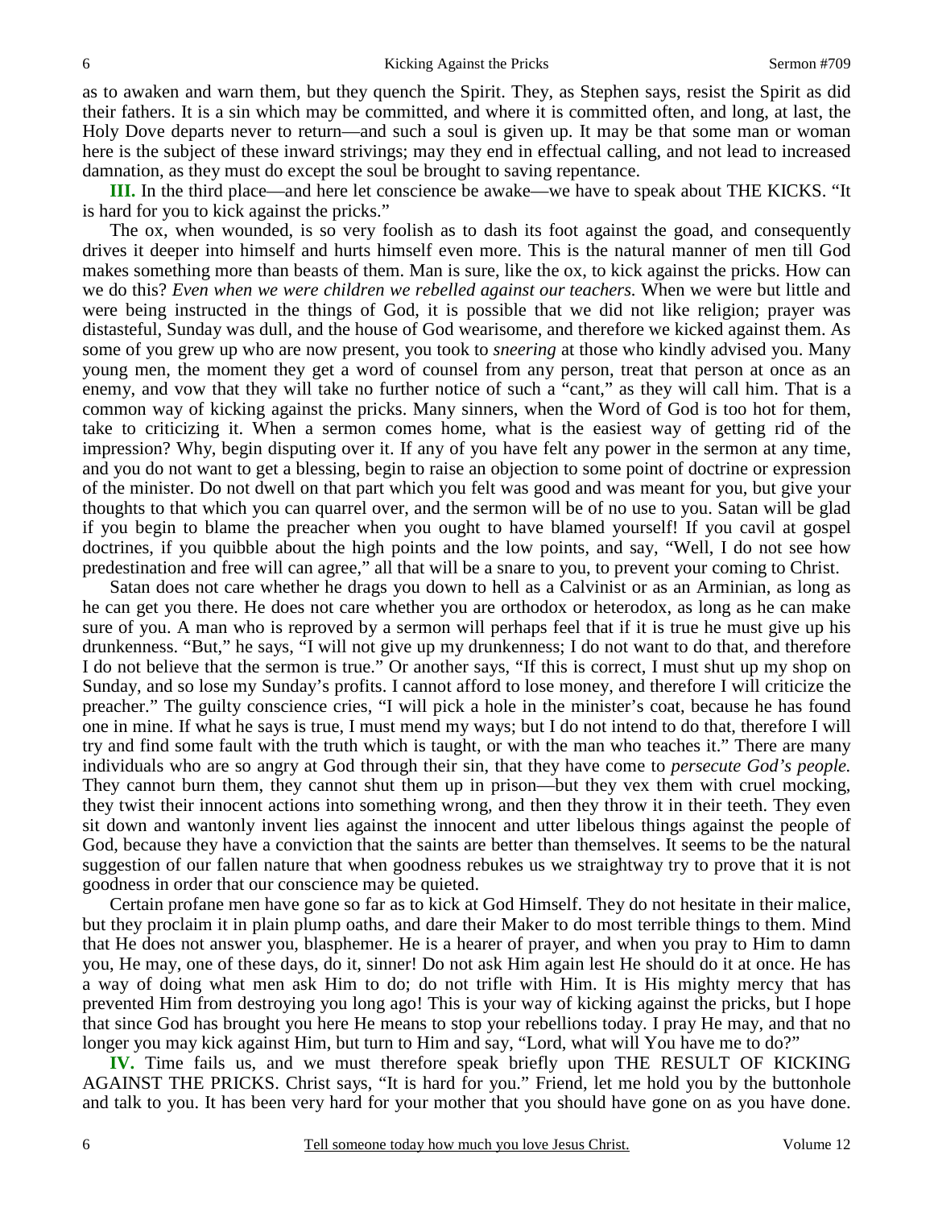as to awaken and warn them, but they quench the Spirit. They, as Stephen says, resist the Spirit as did their fathers. It is a sin which may be committed, and where it is committed often, and long, at last, the Holy Dove departs never to return—and such a soul is given up. It may be that some man or woman here is the subject of these inward strivings; may they end in effectual calling, and not lead to increased damnation, as they must do except the soul be brought to saving repentance.

**III.** In the third place—and here let conscience be awake—we have to speak about THE KICKS. "It is hard for you to kick against the pricks."

The ox, when wounded, is so very foolish as to dash its foot against the goad, and consequently drives it deeper into himself and hurts himself even more. This is the natural manner of men till God makes something more than beasts of them. Man is sure, like the ox, to kick against the pricks. How can we do this? *Even when we were children we rebelled against our teachers.* When we were but little and were being instructed in the things of God, it is possible that we did not like religion; prayer was distasteful, Sunday was dull, and the house of God wearisome, and therefore we kicked against them. As some of you grew up who are now present, you took to *sneering* at those who kindly advised you. Many young men, the moment they get a word of counsel from any person, treat that person at once as an enemy, and vow that they will take no further notice of such a "cant," as they will call him. That is a common way of kicking against the pricks. Many sinners, when the Word of God is too hot for them, take to criticizing it. When a sermon comes home, what is the easiest way of getting rid of the impression? Why, begin disputing over it. If any of you have felt any power in the sermon at any time, and you do not want to get a blessing, begin to raise an objection to some point of doctrine or expression of the minister. Do not dwell on that part which you felt was good and was meant for you, but give your thoughts to that which you can quarrel over, and the sermon will be of no use to you. Satan will be glad if you begin to blame the preacher when you ought to have blamed yourself! If you cavil at gospel doctrines, if you quibble about the high points and the low points, and say, "Well, I do not see how predestination and free will can agree," all that will be a snare to you, to prevent your coming to Christ.

Satan does not care whether he drags you down to hell as a Calvinist or as an Arminian, as long as he can get you there. He does not care whether you are orthodox or heterodox, as long as he can make sure of you. A man who is reproved by a sermon will perhaps feel that if it is true he must give up his drunkenness. "But," he says, "I will not give up my drunkenness; I do not want to do that, and therefore I do not believe that the sermon is true." Or another says, "If this is correct, I must shut up my shop on Sunday, and so lose my Sunday's profits. I cannot afford to lose money, and therefore I will criticize the preacher." The guilty conscience cries, "I will pick a hole in the minister's coat, because he has found one in mine. If what he says is true, I must mend my ways; but I do not intend to do that, therefore I will try and find some fault with the truth which is taught, or with the man who teaches it." There are many individuals who are so angry at God through their sin, that they have come to *persecute God's people.* They cannot burn them, they cannot shut them up in prison—but they vex them with cruel mocking, they twist their innocent actions into something wrong, and then they throw it in their teeth. They even sit down and wantonly invent lies against the innocent and utter libelous things against the people of God, because they have a conviction that the saints are better than themselves. It seems to be the natural suggestion of our fallen nature that when goodness rebukes us we straightway try to prove that it is not goodness in order that our conscience may be quieted.

Certain profane men have gone so far as to kick at God Himself. They do not hesitate in their malice, but they proclaim it in plain plump oaths, and dare their Maker to do most terrible things to them. Mind that He does not answer you, blasphemer. He is a hearer of prayer, and when you pray to Him to damn you, He may, one of these days, do it, sinner! Do not ask Him again lest He should do it at once. He has a way of doing what men ask Him to do; do not trifle with Him. It is His mighty mercy that has prevented Him from destroying you long ago! This is your way of kicking against the pricks, but I hope that since God has brought you here He means to stop your rebellions today. I pray He may, and that no longer you may kick against Him, but turn to Him and say, "Lord, what will You have me to do?"

**IV.** Time fails us, and we must therefore speak briefly upon THE RESULT OF KICKING AGAINST THE PRICKS. Christ says, "It is hard for you." Friend, let me hold you by the buttonhole and talk to you. It has been very hard for your mother that you should have gone on as you have done.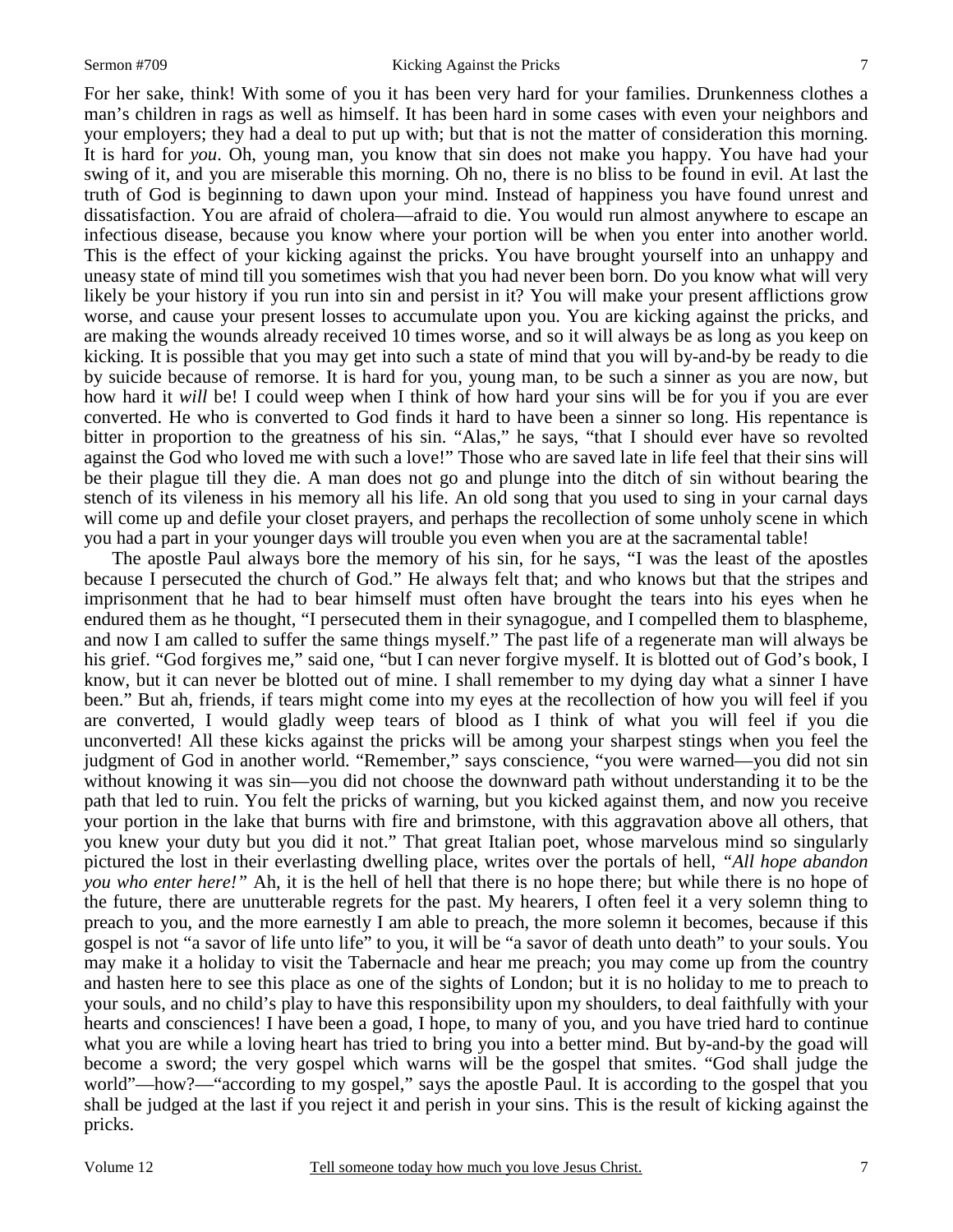For her sake, think! With some of you it has been very hard for your families. Drunkenness clothes a man's children in rags as well as himself. It has been hard in some cases with even your neighbors and your employers; they had a deal to put up with; but that is not the matter of consideration this morning. It is hard for *you*. Oh, young man, you know that sin does not make you happy. You have had your swing of it, and you are miserable this morning. Oh no, there is no bliss to be found in evil. At last the truth of God is beginning to dawn upon your mind. Instead of happiness you have found unrest and dissatisfaction. You are afraid of cholera—afraid to die. You would run almost anywhere to escape an infectious disease, because you know where your portion will be when you enter into another world. This is the effect of your kicking against the pricks. You have brought yourself into an unhappy and uneasy state of mind till you sometimes wish that you had never been born. Do you know what will very likely be your history if you run into sin and persist in it? You will make your present afflictions grow worse, and cause your present losses to accumulate upon you. You are kicking against the pricks, and are making the wounds already received 10 times worse, and so it will always be as long as you keep on kicking. It is possible that you may get into such a state of mind that you will by-and-by be ready to die by suicide because of remorse. It is hard for you, young man, to be such a sinner as you are now, but how hard it *will* be! I could weep when I think of how hard your sins will be for you if you are ever converted. He who is converted to God finds it hard to have been a sinner so long. His repentance is bitter in proportion to the greatness of his sin. "Alas," he says, "that I should ever have so revolted against the God who loved me with such a love!" Those who are saved late in life feel that their sins will be their plague till they die. A man does not go and plunge into the ditch of sin without bearing the stench of its vileness in his memory all his life. An old song that you used to sing in your carnal days will come up and defile your closet prayers, and perhaps the recollection of some unholy scene in which you had a part in your younger days will trouble you even when you are at the sacramental table!

The apostle Paul always bore the memory of his sin, for he says, "I was the least of the apostles because I persecuted the church of God." He always felt that; and who knows but that the stripes and imprisonment that he had to bear himself must often have brought the tears into his eyes when he endured them as he thought, "I persecuted them in their synagogue, and I compelled them to blaspheme, and now I am called to suffer the same things myself." The past life of a regenerate man will always be his grief. "God forgives me," said one, "but I can never forgive myself. It is blotted out of God's book, I know, but it can never be blotted out of mine. I shall remember to my dying day what a sinner I have been." But ah, friends, if tears might come into my eyes at the recollection of how you will feel if you are converted, I would gladly weep tears of blood as I think of what you will feel if you die unconverted! All these kicks against the pricks will be among your sharpest stings when you feel the judgment of God in another world. "Remember," says conscience, "you were warned—you did not sin without knowing it was sin—you did not choose the downward path without understanding it to be the path that led to ruin. You felt the pricks of warning, but you kicked against them, and now you receive your portion in the lake that burns with fire and brimstone, with this aggravation above all others, that you knew your duty but you did it not." That great Italian poet, whose marvelous mind so singularly pictured the lost in their everlasting dwelling place, writes over the portals of hell, *"All hope abandon you who enter here!"* Ah, it is the hell of hell that there is no hope there; but while there is no hope of the future, there are unutterable regrets for the past. My hearers, I often feel it a very solemn thing to preach to you, and the more earnestly I am able to preach, the more solemn it becomes, because if this gospel is not "a savor of life unto life" to you, it will be "a savor of death unto death" to your souls. You may make it a holiday to visit the Tabernacle and hear me preach; you may come up from the country and hasten here to see this place as one of the sights of London; but it is no holiday to me to preach to your souls, and no child's play to have this responsibility upon my shoulders, to deal faithfully with your hearts and consciences! I have been a goad, I hope, to many of you, and you have tried hard to continue what you are while a loving heart has tried to bring you into a better mind. But by-and-by the goad will become a sword; the very gospel which warns will be the gospel that smites. "God shall judge the world"—how?—"according to my gospel," says the apostle Paul. It is according to the gospel that you shall be judged at the last if you reject it and perish in your sins. This is the result of kicking against the pricks.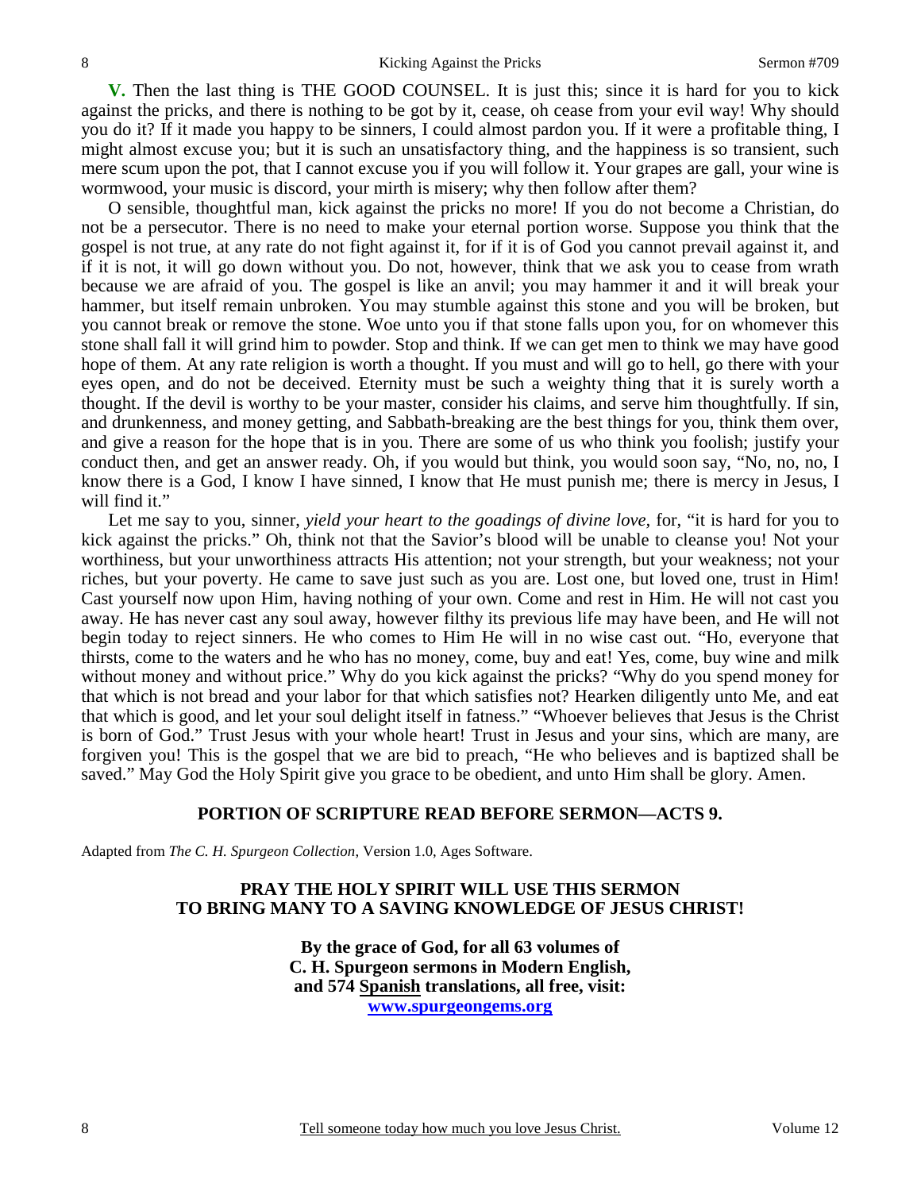**V.** Then the last thing is THE GOOD COUNSEL. It is just this; since it is hard for you to kick against the pricks, and there is nothing to be got by it, cease, oh cease from your evil way! Why should you do it? If it made you happy to be sinners, I could almost pardon you. If it were a profitable thing, I might almost excuse you; but it is such an unsatisfactory thing, and the happiness is so transient, such mere scum upon the pot, that I cannot excuse you if you will follow it. Your grapes are gall, your wine is wormwood, your music is discord, your mirth is misery; why then follow after them?

O sensible, thoughtful man, kick against the pricks no more! If you do not become a Christian, do not be a persecutor. There is no need to make your eternal portion worse. Suppose you think that the gospel is not true, at any rate do not fight against it, for if it is of God you cannot prevail against it, and if it is not, it will go down without you. Do not, however, think that we ask you to cease from wrath because we are afraid of you. The gospel is like an anvil; you may hammer it and it will break your hammer, but itself remain unbroken. You may stumble against this stone and you will be broken, but you cannot break or remove the stone. Woe unto you if that stone falls upon you, for on whomever this stone shall fall it will grind him to powder. Stop and think. If we can get men to think we may have good hope of them. At any rate religion is worth a thought. If you must and will go to hell, go there with your eyes open, and do not be deceived. Eternity must be such a weighty thing that it is surely worth a thought. If the devil is worthy to be your master, consider his claims, and serve him thoughtfully. If sin, and drunkenness, and money getting, and Sabbath-breaking are the best things for you, think them over, and give a reason for the hope that is in you. There are some of us who think you foolish; justify your conduct then, and get an answer ready. Oh, if you would but think, you would soon say, "No, no, no, I know there is a God, I know I have sinned, I know that He must punish me; there is mercy in Jesus, I will find it."

Let me say to you, sinner, *yield your heart to the goadings of divine love,* for, "it is hard for you to kick against the pricks." Oh, think not that the Savior's blood will be unable to cleanse you! Not your worthiness, but your unworthiness attracts His attention; not your strength, but your weakness; not your riches, but your poverty. He came to save just such as you are. Lost one, but loved one, trust in Him! Cast yourself now upon Him, having nothing of your own. Come and rest in Him. He will not cast you away. He has never cast any soul away, however filthy its previous life may have been, and He will not begin today to reject sinners. He who comes to Him He will in no wise cast out. "Ho, everyone that thirsts, come to the waters and he who has no money, come, buy and eat! Yes, come, buy wine and milk without money and without price." Why do you kick against the pricks? "Why do you spend money for that which is not bread and your labor for that which satisfies not? Hearken diligently unto Me, and eat that which is good, and let your soul delight itself in fatness." "Whoever believes that Jesus is the Christ is born of God." Trust Jesus with your whole heart! Trust in Jesus and your sins, which are many, are forgiven you! This is the gospel that we are bid to preach, "He who believes and is baptized shall be saved." May God the Holy Spirit give you grace to be obedient, and unto Him shall be glory. Amen.

**PORTION OF SCRIPTURE READ BEFORE SERMON—ACTS 9.**

Adapted from *The C. H. Spurgeon Collection*, Version 1.0, Ages Software.

**PRAY THE HOLY SPIRIT WILL USE THIS SERMON TO BRING MANY TO A SAVING KNOWLEDGE OF JESUS CHRIST!**

**By the grace of God, for all 63 volumes of C. H. Spurgeon sermons in Modern English, and 574 Spanish translations, all free, visit: www.spurgeongems.org**